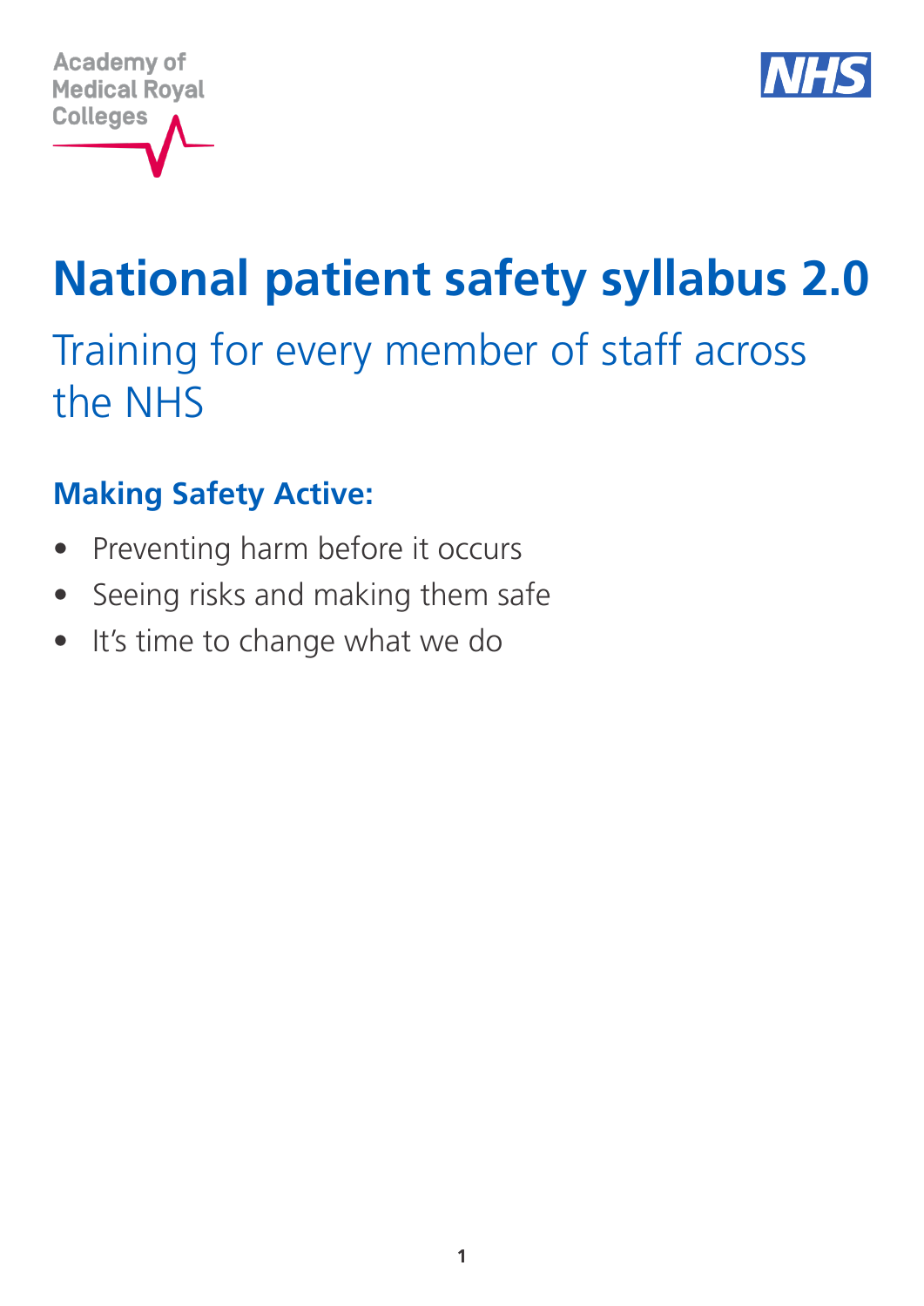Academy of Medical Royal Colleges

NHS

# National patient safety syllabus 2.0

## Training for every member of staff across the NHS

### Making Safety Active:

- Preventing harm before it occurs
- Seeing risks and making them safe
- It's time to change what we do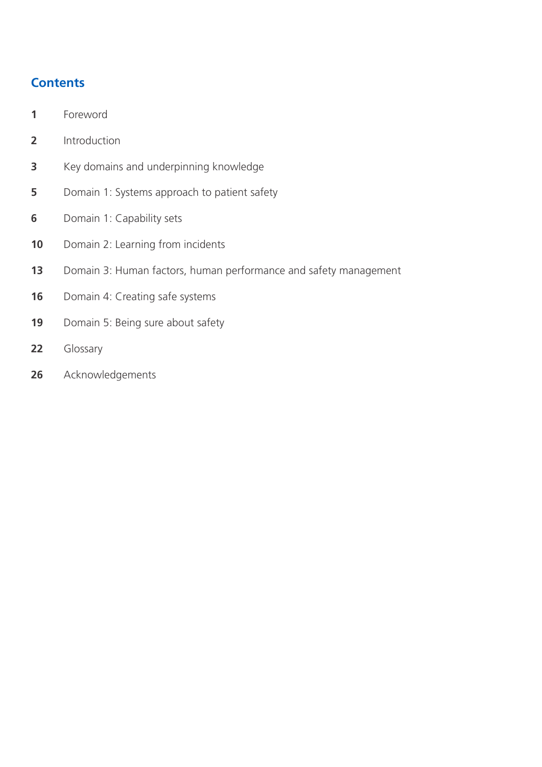## Contents

| | |
|---|---|
| **1** | Foreword |
| **2** | Introduction |
| **3** | Key domains and underpinning knowledge |
| **5** | Domain 1: Systems approach to patient safety |
| **6** | Domain 1: Capability sets |
| **10** | Domain 2: Learning from incidents |
| **13** | Domain 3: Human factors, human performance and safety management |
| **16** | Domain 4: Creating safe systems |
| **19** | Domain 5: Being sure about safety |
| **22** | Glossary |
| **26** | Acknowledgements |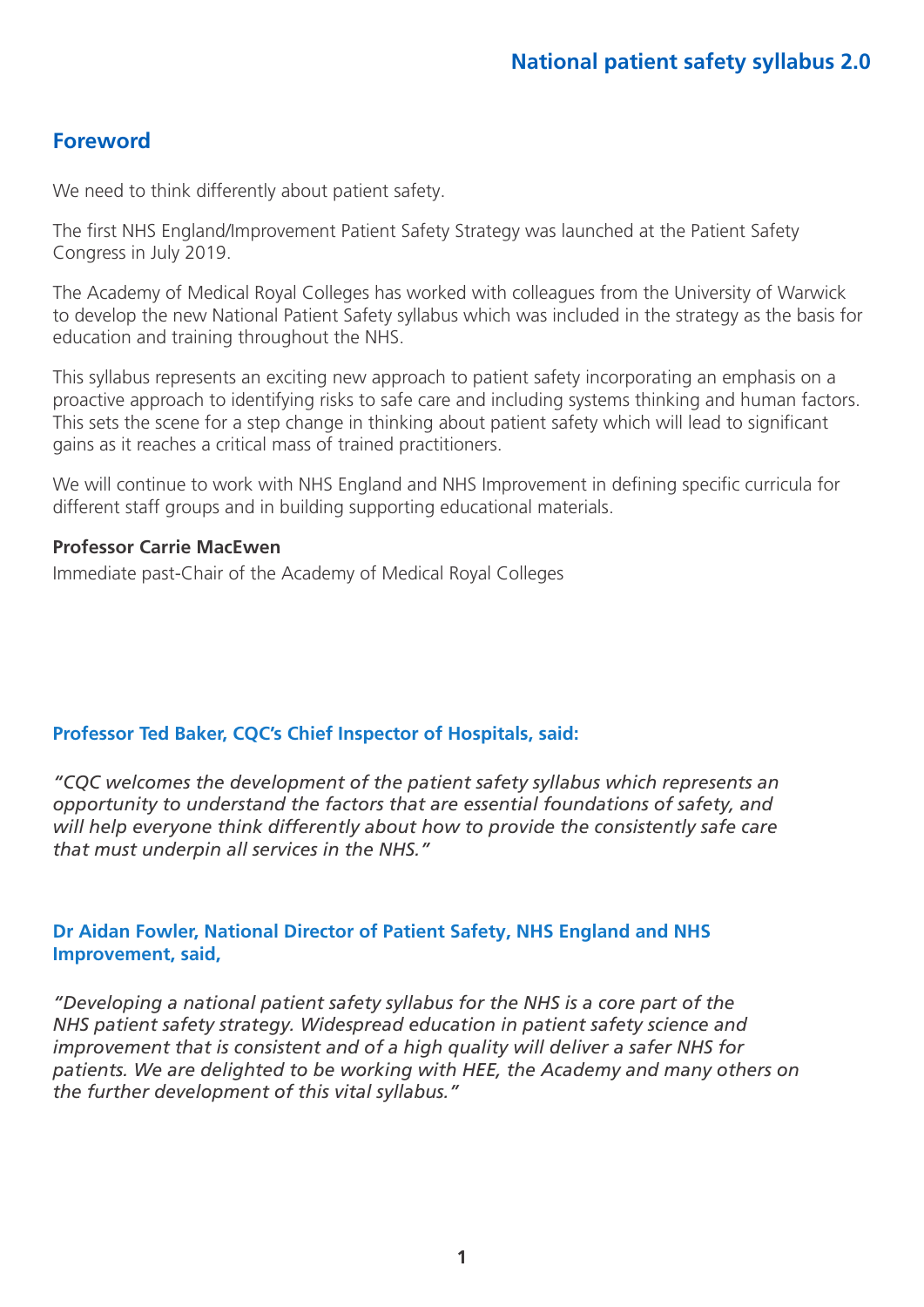## Foreword

We need to think differently about patient safety.

The first NHS England/Improvement Patient Safety Strategy was launched at the Patient Safety Congress in July 2019.

The Academy of Medical Royal Colleges has worked with colleagues from the University of Warwick to develop the new National Patient Safety syllabus which was included in the strategy as the basis for education and training throughout the NHS.

This syllabus represents an exciting new approach to patient safety incorporating an emphasis on a proactive approach to identifying risks to safe care and including systems thinking and human factors. This sets the scene for a step change in thinking about patient safety which will lead to significant gains as it reaches a critical mass of trained practitioners.

We will continue to work with NHS England and NHS Improvement in defining specific curricula for different staff groups and in building supporting educational materials.

**Professor Carrie MacEwen**
Immediate past-Chair of the Academy of Medical Royal Colleges

**Professor Ted Baker, CQC's Chief Inspector of Hospitals, said:**

*"CQC welcomes the development of the patient safety syllabus which represents an opportunity to understand the factors that are essential foundations of safety, and will help everyone think differently about how to provide the consistently safe care that must underpin all services in the NHS."*

**Dr Aidan Fowler, National Director of Patient Safety, NHS England and NHS Improvement, said,**

*"Developing a national patient safety syllabus for the NHS is a core part of the NHS patient safety strategy. Widespread education in patient safety science and improvement that is consistent and of a high quality will deliver a safer NHS for patients. We are delighted to be working with HEE, the Academy and many others on the further development of this vital syllabus."*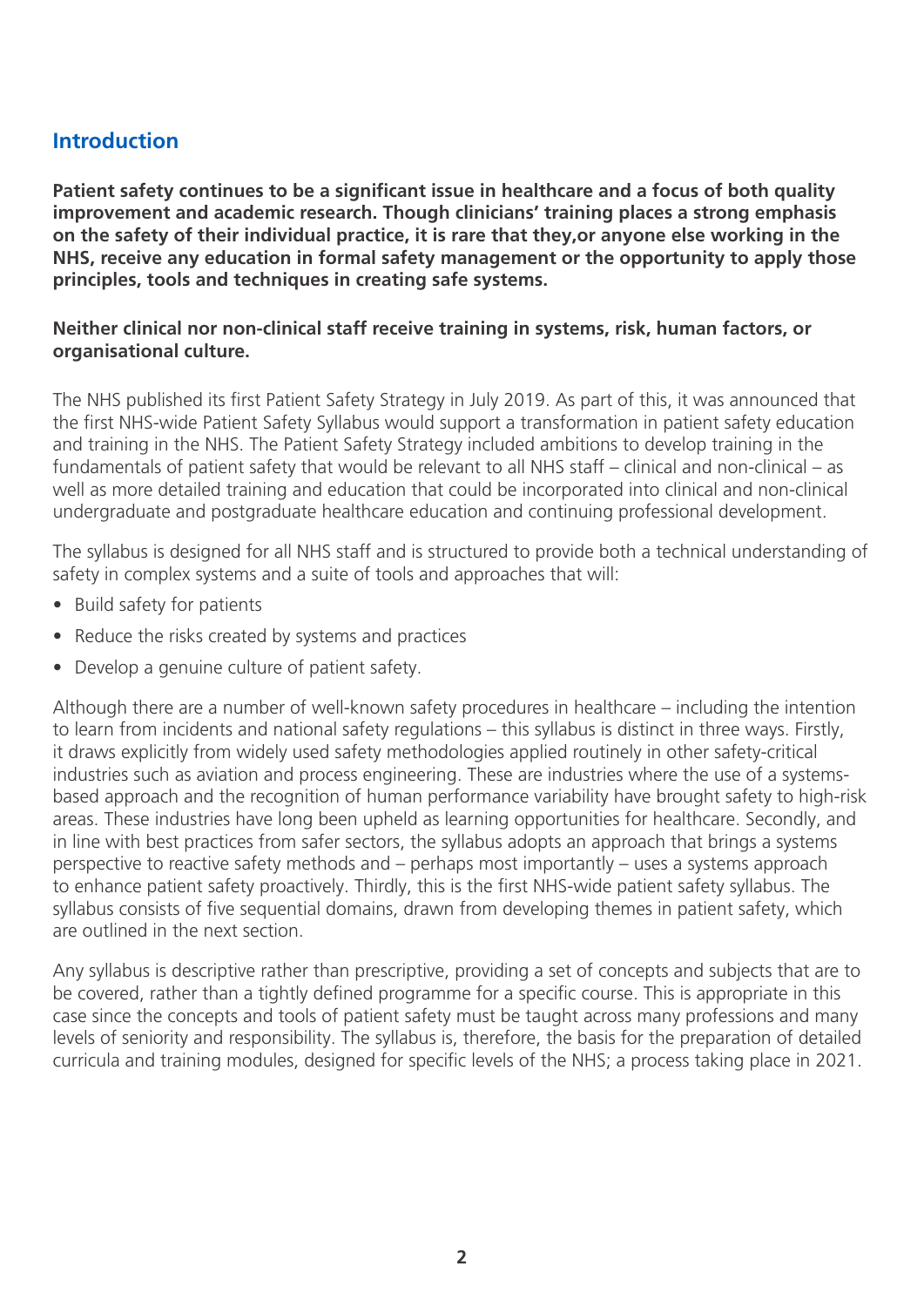## Introduction

**Patient safety continues to be a significant issue in healthcare and a focus of both quality improvement and academic research. Though clinicians' training places a strong emphasis on the safety of their individual practice, it is rare that they,or anyone else working in the NHS, receive any education in formal safety management or the opportunity to apply those principles, tools and techniques in creating safe systems.**

**Neither clinical nor non-clinical staff receive training in systems, risk, human factors, or organisational culture.**

The NHS published its first Patient Safety Strategy in July 2019. As part of this, it was announced that the first NHS-wide Patient Safety Syllabus would support a transformation in patient safety education and training in the NHS. The Patient Safety Strategy included ambitions to develop training in the fundamentals of patient safety that would be relevant to all NHS staff – clinical and non-clinical – as well as more detailed training and education that could be incorporated into clinical and non-clinical undergraduate and postgraduate healthcare education and continuing professional development.

The syllabus is designed for all NHS staff and is structured to provide both a technical understanding of safety in complex systems and a suite of tools and approaches that will:

- Build safety for patients
- Reduce the risks created by systems and practices
- Develop a genuine culture of patient safety.

Although there are a number of well-known safety procedures in healthcare – including the intention to learn from incidents and national safety regulations – this syllabus is distinct in three ways. Firstly, it draws explicitly from widely used safety methodologies applied routinely in other safety-critical industries such as aviation and process engineering. These are industries where the use of a systems-based approach and the recognition of human performance variability have brought safety to high-risk areas. These industries have long been upheld as learning opportunities for healthcare. Secondly, and in line with best practices from safer sectors, the syllabus adopts an approach that brings a systems perspective to reactive safety methods and – perhaps most importantly – uses a systems approach to enhance patient safety proactively. Thirdly, this is the first NHS-wide patient safety syllabus. The syllabus consists of five sequential domains, drawn from developing themes in patient safety, which are outlined in the next section.

Any syllabus is descriptive rather than prescriptive, providing a set of concepts and subjects that are to be covered, rather than a tightly defined programme for a specific course. This is appropriate in this case since the concepts and tools of patient safety must be taught across many professions and many levels of seniority and responsibility. The syllabus is, therefore, the basis for the preparation of detailed curricula and training modules, designed for specific levels of the NHS; a process taking place in 2021.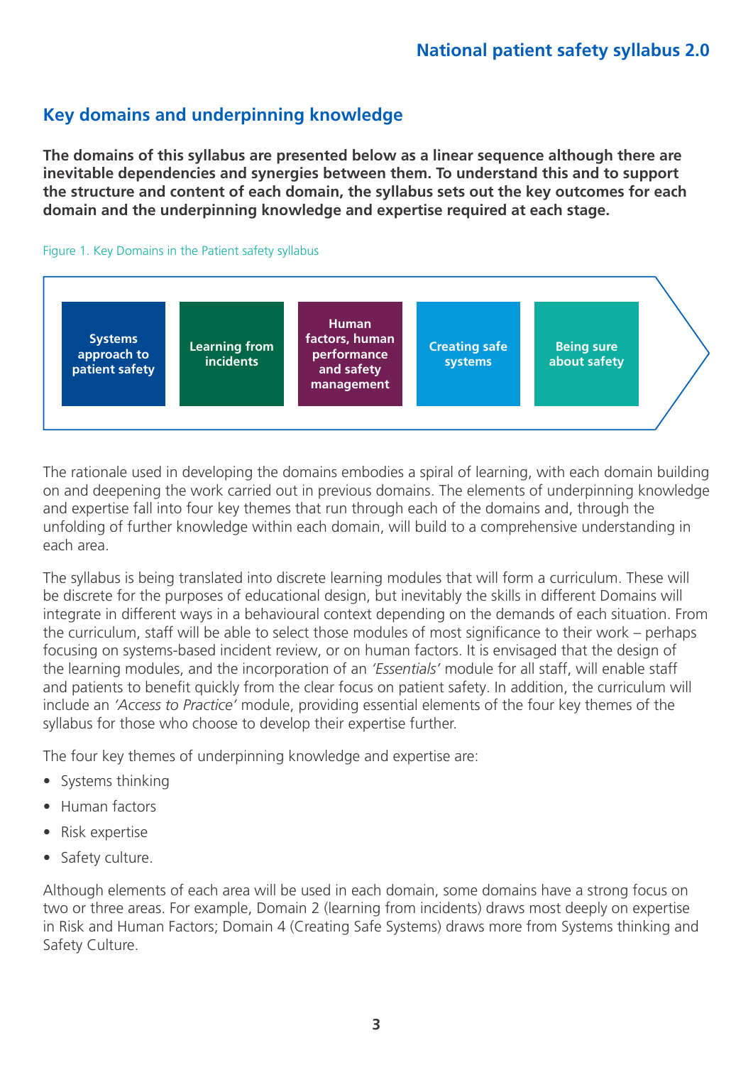## Key domains and underpinning knowledge

**The domains of this syllabus are presented below as a linear sequence although there are inevitable dependencies and synergies between them. To understand this and to support the structure and content of each domain, the syllabus sets out the key outcomes for each domain and the underpinning knowledge and expertise required at each stage.**

Figure 1. Key Domains in the Patient safety syllabus

**Systems approach to patient safety** → **Learning from incidents** → **Human factors, human performance and safety management** → **Creating safe systems** → **Being sure about safety**

The rationale used in developing the domains embodies a spiral of learning, with each domain building on and deepening the work carried out in previous domains. The elements of underpinning knowledge and expertise fall into four key themes that run through each of the domains and, through the unfolding of further knowledge within each domain, will build to a comprehensive understanding in each area.

The syllabus is being translated into discrete learning modules that will form a curriculum. These will be discrete for the purposes of educational design, but inevitably the skills in different Domains will integrate in different ways in a behavioural context depending on the demands of each situation. From the curriculum, staff will be able to select those modules of most significance to their work – perhaps focusing on systems-based incident review, or on human factors. It is envisaged that the design of the learning modules, and the incorporation of an *'Essentials'* module for all staff, will enable staff and patients to benefit quickly from the clear focus on patient safety. In addition, the curriculum will include an *'Access to Practice'* module, providing essential elements of the four key themes of the syllabus for those who choose to develop their expertise further.

The four key themes of underpinning knowledge and expertise are:

- Systems thinking
- Human factors
- Risk expertise
- Safety culture.

Although elements of each area will be used in each domain, some domains have a strong focus on two or three areas. For example, Domain 2 (learning from incidents) draws most deeply on expertise in Risk and Human Factors; Domain 4 (Creating Safe Systems) draws more from Systems thinking and Safety Culture.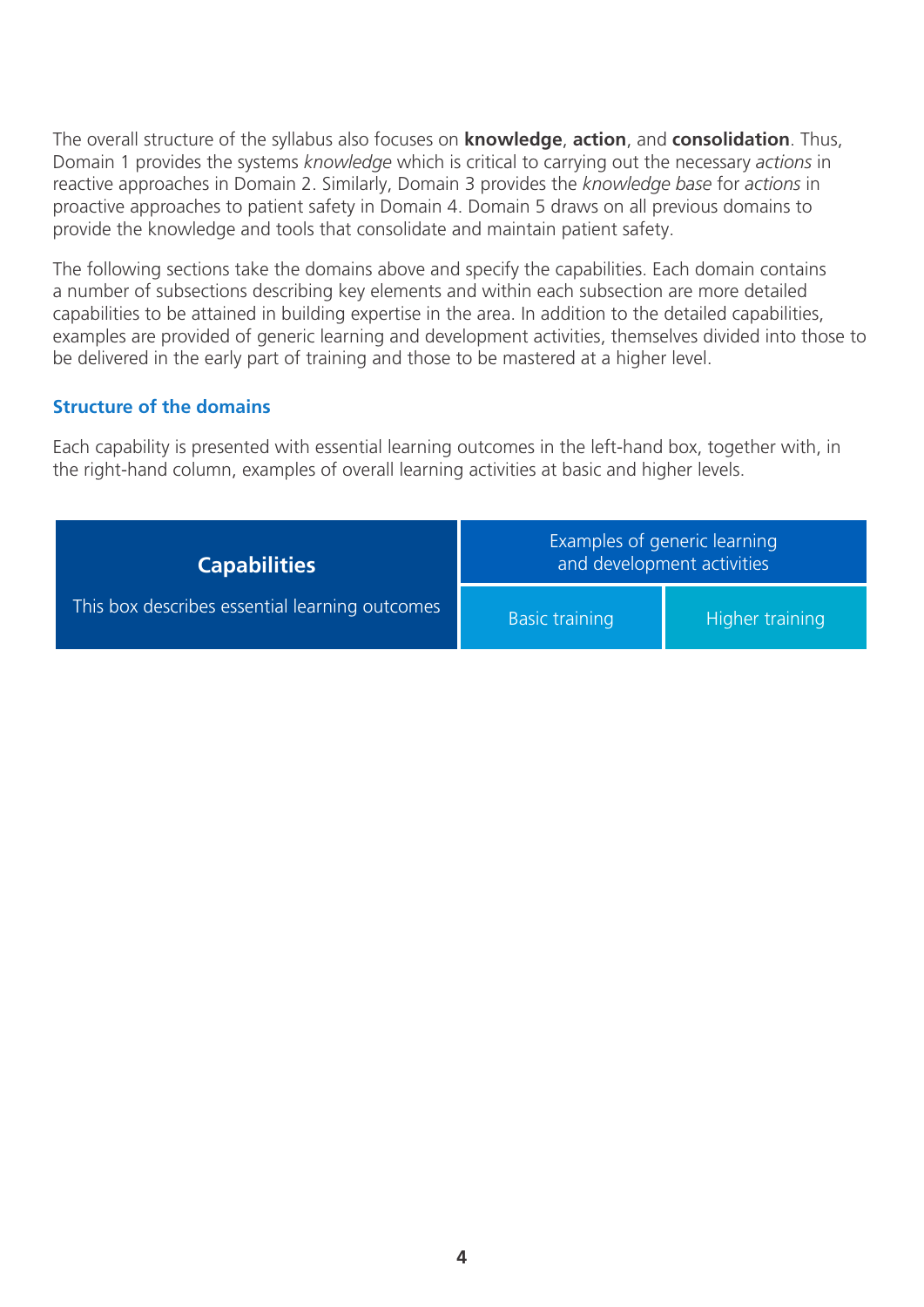The overall structure of the syllabus also focuses on **knowledge**, **action**, and **consolidation**. Thus, Domain 1 provides the systems *knowledge* which is critical to carrying out the necessary *actions* in reactive approaches in Domain 2. Similarly, Domain 3 provides the *knowledge base* for *actions* in proactive approaches to patient safety in Domain 4. Domain 5 draws on all previous domains to provide the knowledge and tools that consolidate and maintain patient safety.

The following sections take the domains above and specify the capabilities. Each domain contains a number of subsections describing key elements and within each subsection are more detailed capabilities to be attained in building expertise in the area. In addition to the detailed capabilities, examples are provided of generic learning and development activities, themselves divided into those to be delivered in the early part of training and those to be mastered at a higher level.

### Structure of the domains

Each capability is presented with essential learning outcomes in the left-hand box, together with, in the right-hand column, examples of overall learning activities at basic and higher levels.

| **Capabilities** This box describes essential learning outcomes | Examples of generic learning and development activities | |
|---|---|---|
| | Basic training | Higher training |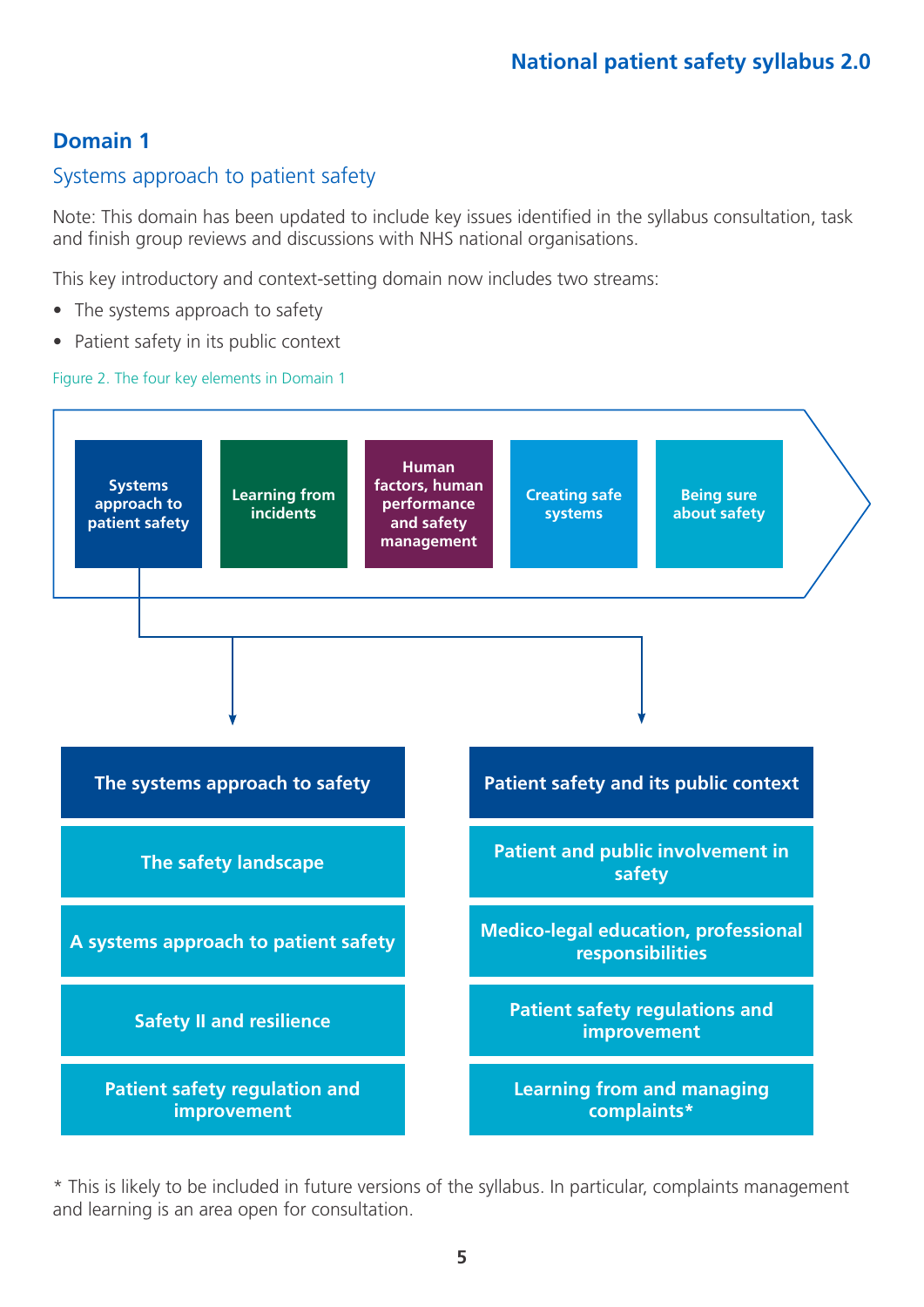## Domain 1

### Systems approach to patient safety

Note: This domain has been updated to include key issues identified in the syllabus consultation, task and finish group reviews and discussions with NHS national organisations.

This key introductory and context-setting domain now includes two streams:

- The systems approach to safety
- Patient safety in its public context

Figure 2. The four key elements in Domain 1

Systems approach to patient safety | Learning from incidents | Human factors, human performance and safety management | Creating safe systems | Being sure about safety

| The systems approach to safety | Patient safety and its public context |
|---|---|
| The safety landscape | Patient and public involvement in safety |
| A systems approach to patient safety | Medico-legal education, professional responsibilities |
| Safety II and resilience | Patient safety regulations and improvement |
| Patient safety regulation and improvement | Learning from and managing complaints* |

\* This is likely to be included in future versions of the syllabus. In particular, complaints management and learning is an area open for consultation.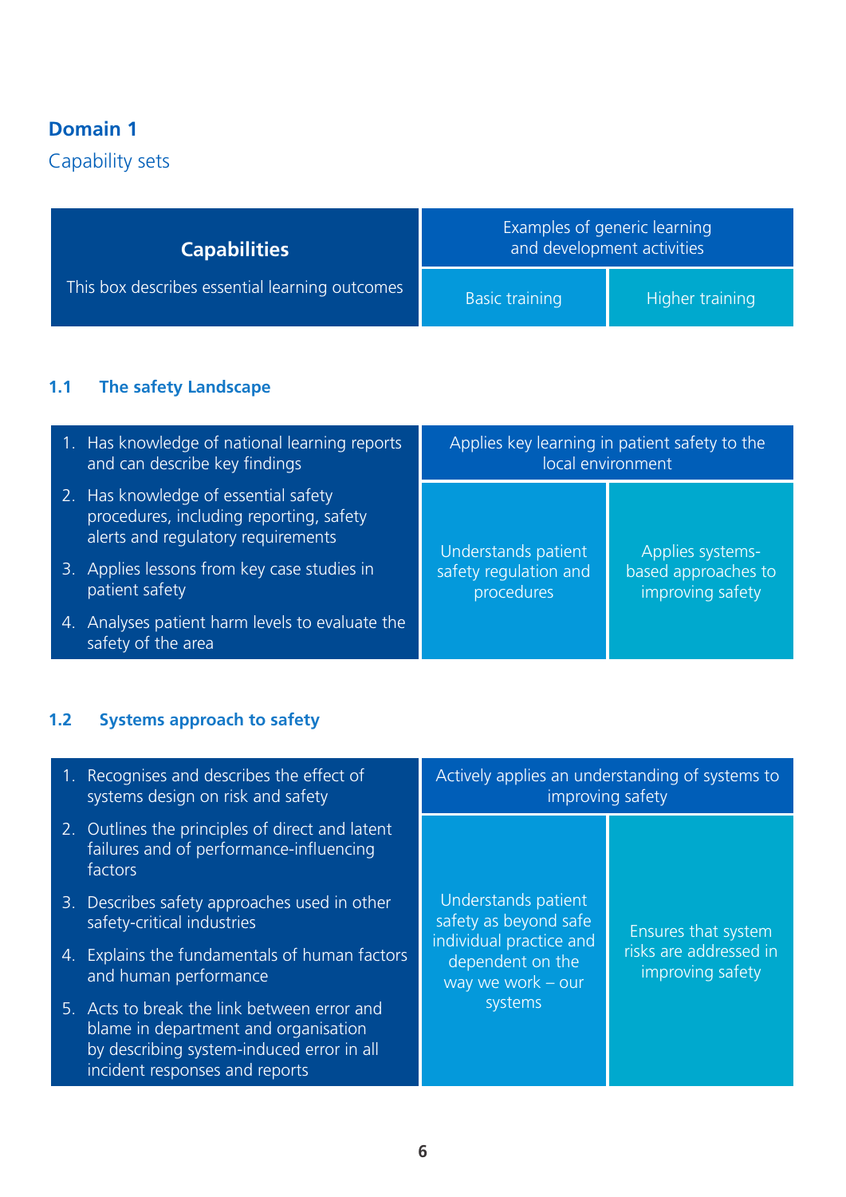## Domain 1

Capability sets

| Capabilities<br>This box describes essential learning outcomes | Examples of generic learning and development activities | |
|---|---|---|
| | Basic training | Higher training |

### 1.1 The safety Landscape

| Capabilities | Examples of generic learning and development activities | |
|---|---|---|
| 1. Has knowledge of national learning reports and can describe key findings<br>2. Has knowledge of essential safety procedures, including reporting, safety alerts and regulatory requirements<br>3. Applies lessons from key case studies in patient safety<br>4. Analyses patient harm levels to evaluate the safety of the area | Applies key learning in patient safety to the local environment | |
| | Understands patient safety regulation and procedures | Applies systems-based approaches to improving safety |

### 1.2 Systems approach to safety

| Capabilities | Examples of generic learning and development activities | |
|---|---|---|
| 1. Recognises and describes the effect of systems design on risk and safety<br>2. Outlines the principles of direct and latent failures and of performance-influencing factors<br>3. Describes safety approaches used in other safety-critical industries<br>4. Explains the fundamentals of human factors and human performance<br>5. Acts to break the link between error and blame in department and organisation by describing system-induced error in all incident responses and reports | Actively applies an understanding of systems to improving safety | |
| | Understands patient safety as beyond safe individual practice and dependent on the way we work – our systems | Ensures that system risks are addressed in improving safety |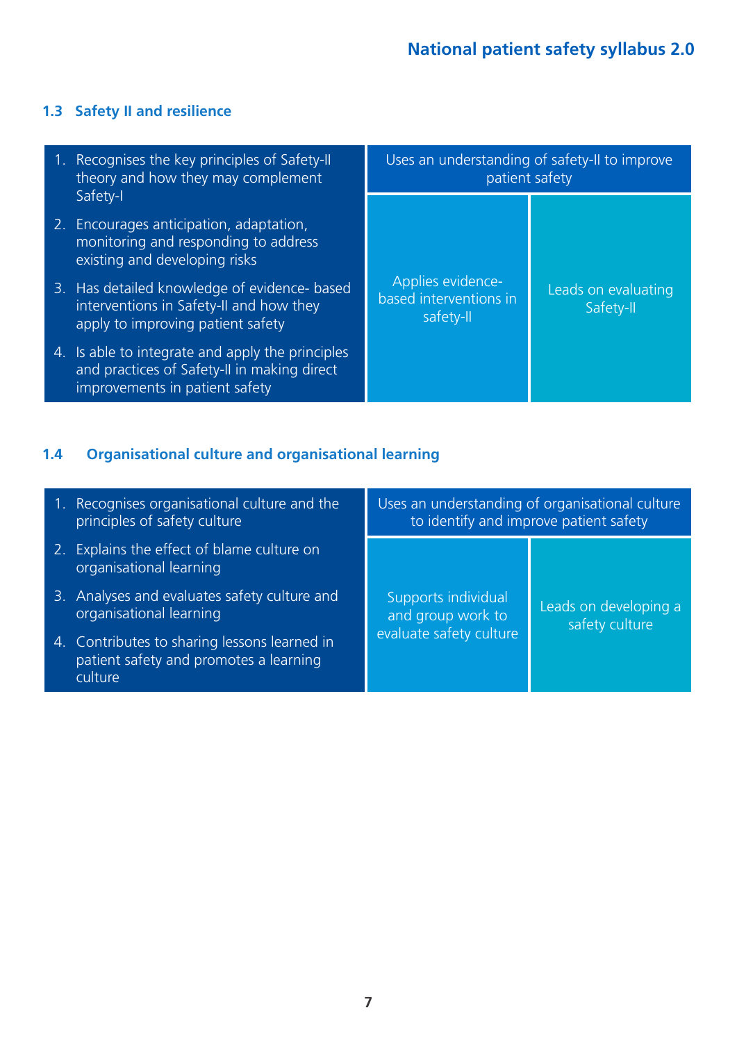### 1.3 Safety II and resilience

| | Uses an understanding of safety-II to improve patient safety | |
|---|---|---|
| 1. Recognises the key principles of Safety-II theory and how they may complement Safety-I<br>2. Encourages anticipation, adaptation, monitoring and responding to address existing and developing risks<br>3. Has detailed knowledge of evidence- based interventions in Safety-II and how they apply to improving patient safety<br>4. Is able to integrate and apply the principles and practices of Safety-II in making direct improvements in patient safety | Applies evidence-based interventions in safety-II | Leads on evaluating Safety-II |

### 1.4 Organisational culture and organisational learning

| | Uses an understanding of organisational culture to identify and improve patient safety | |
|---|---|---|
| 1. Recognises organisational culture and the principles of safety culture<br>2. Explains the effect of blame culture on organisational learning<br>3. Analyses and evaluates safety culture and organisational learning<br>4. Contributes to sharing lessons learned in patient safety and promotes a learning culture | Supports individual and group work to evaluate safety culture | Leads on developing a safety culture |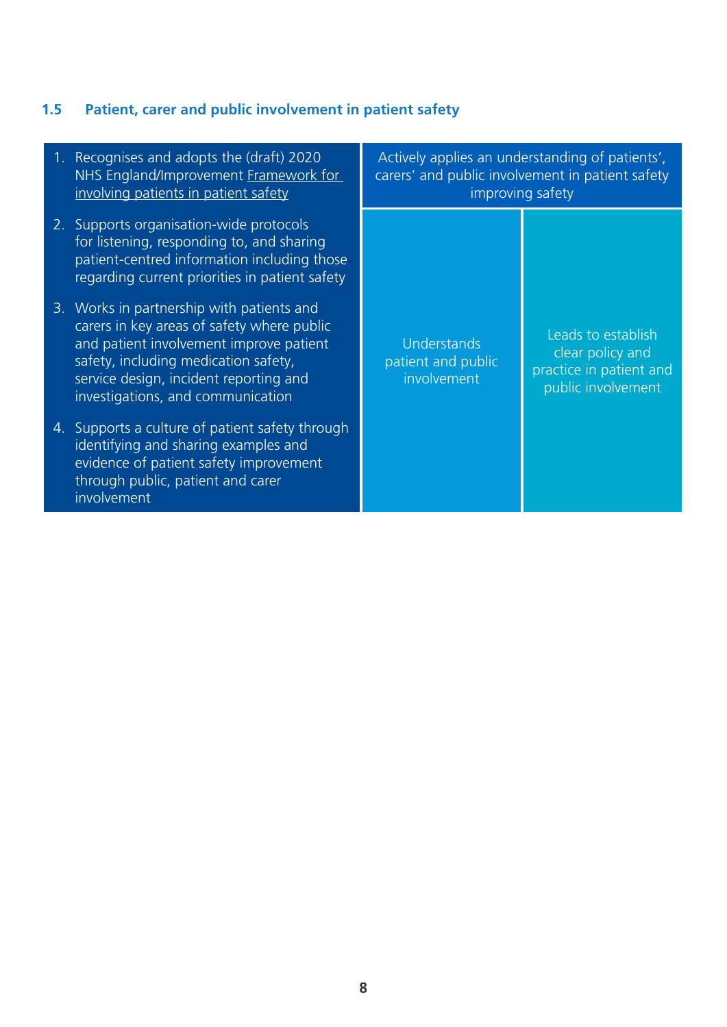### 1.5 Patient, carer and public involvement in patient safety

| | Actively applies an understanding of patients', carers' and public involvement in patient safety improving safety | |
|---|---|---|
| 1. Recognises and adopts the (draft) 2020 NHS England/Improvement Framework for involving patients in patient safety<br>2. Supports organisation-wide protocols for listening, responding to, and sharing patient-centred information including those regarding current priorities in patient safety<br>3. Works in partnership with patients and carers in key areas of safety where public and patient involvement improve patient safety, including medication safety, service design, incident reporting and investigations, and communication<br>4. Supports a culture of patient safety through identifying and sharing examples and evidence of patient safety improvement through public, patient and carer involvement | Understands patient and public involvement | Leads to establish clear policy and practice in patient and public involvement |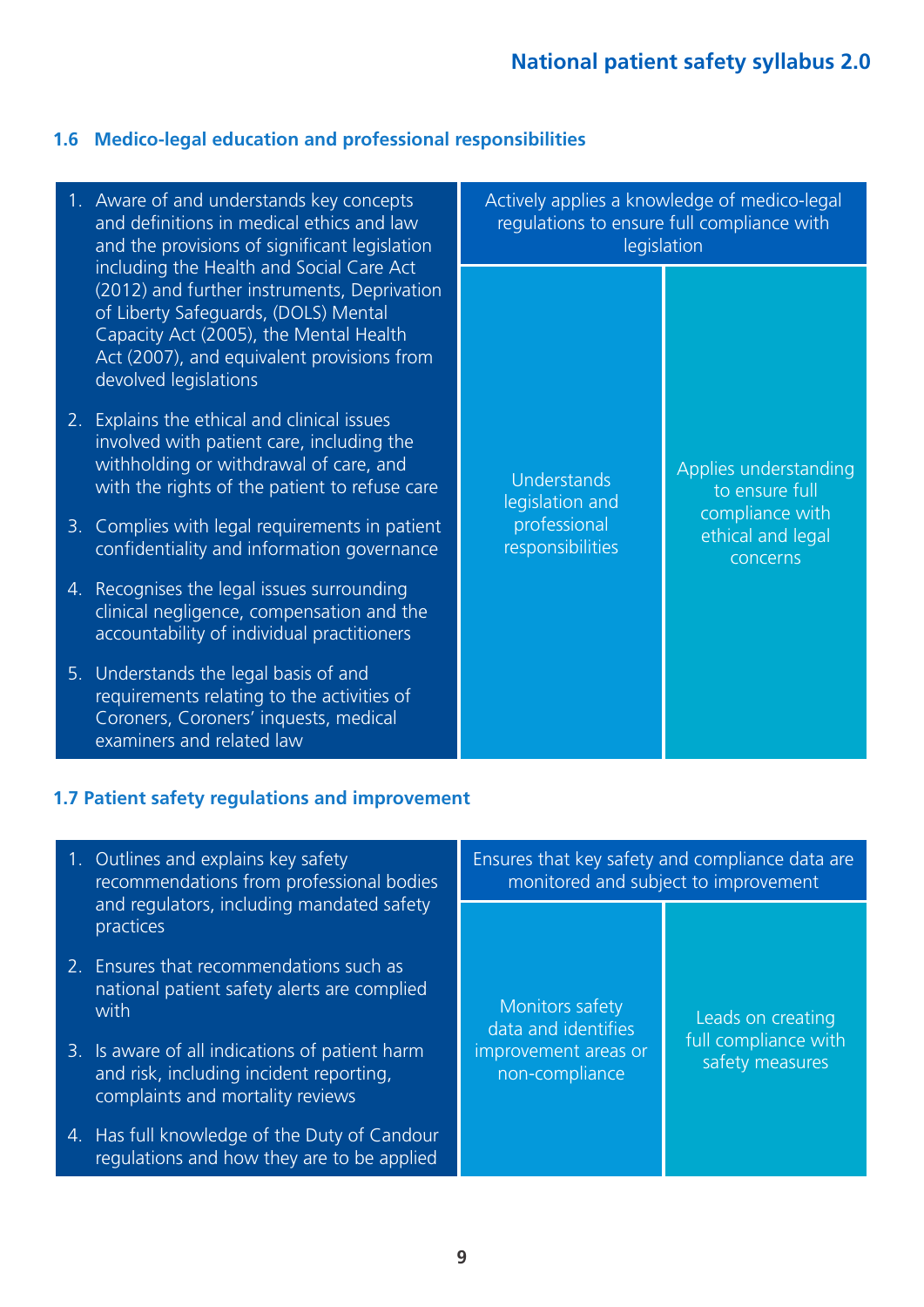### 1.6 Medico-legal education and professional responsibilities

| | Actively applies a knowledge of medico-legal regulations to ensure full compliance with legislation | |
|---|---|---|
| 1. Aware of and understands key concepts and definitions in medical ethics and law and the provisions of significant legislation including the Health and Social Care Act (2012) and further instruments, Deprivation of Liberty Safeguards, (DOLS) Mental Capacity Act (2005), the Mental Health Act (2007), and equivalent provisions from devolved legislations<br>2. Explains the ethical and clinical issues involved with patient care, including the withholding or withdrawal of care, and with the rights of the patient to refuse care<br>3. Complies with legal requirements in patient confidentiality and information governance<br>4. Recognises the legal issues surrounding clinical negligence, compensation and the accountability of individual practitioners<br>5. Understands the legal basis of and requirements relating to the activities of Coroners, Coroners' inquests, medical examiners and related law | Understands legislation and professional responsibilities | Applies understanding to ensure full compliance with ethical and legal concerns |

### 1.7 Patient safety regulations and improvement

| | Ensures that key safety and compliance data are monitored and subject to improvement | |
|---|---|---|
| 1. Outlines and explains key safety recommendations from professional bodies and regulators, including mandated safety practices<br>2. Ensures that recommendations such as national patient safety alerts are complied with<br>3. Is aware of all indications of patient harm and risk, including incident reporting, complaints and mortality reviews<br>4. Has full knowledge of the Duty of Candour regulations and how they are to be applied | Monitors safety data and identifies improvement areas or non-compliance | Leads on creating full compliance with safety measures |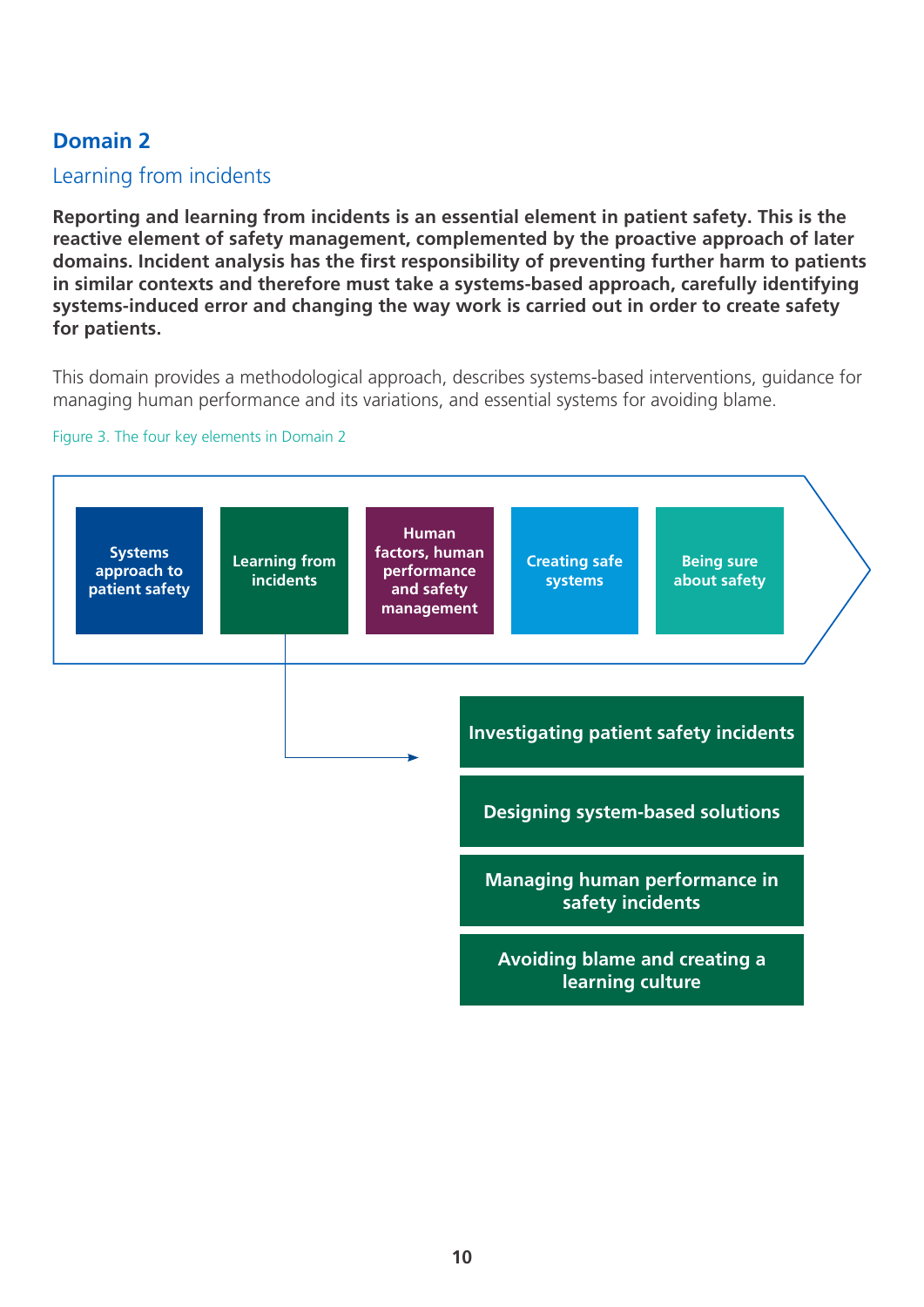## Domain 2

### Learning from incidents

**Reporting and learning from incidents is an essential element in patient safety. This is the reactive element of safety management, complemented by the proactive approach of later domains. Incident analysis has the first responsibility of preventing further harm to patients in similar contexts and therefore must take a systems-based approach, carefully identifying systems-induced error and changing the way work is carried out in order to create safety for patients.**

This domain provides a methodological approach, describes systems-based interventions, guidance for managing human performance and its variations, and essential systems for avoiding blame.

Figure 3. The four key elements in Domain 2

- Systems approach to patient safety
- Learning from incidents
- Human factors, human performance and safety management
- Creating safe systems
- Being sure about safety

Learning from incidents:

- Investigating patient safety incidents
- Designing system-based solutions
- Managing human performance in safety incidents
- Avoiding blame and creating a learning culture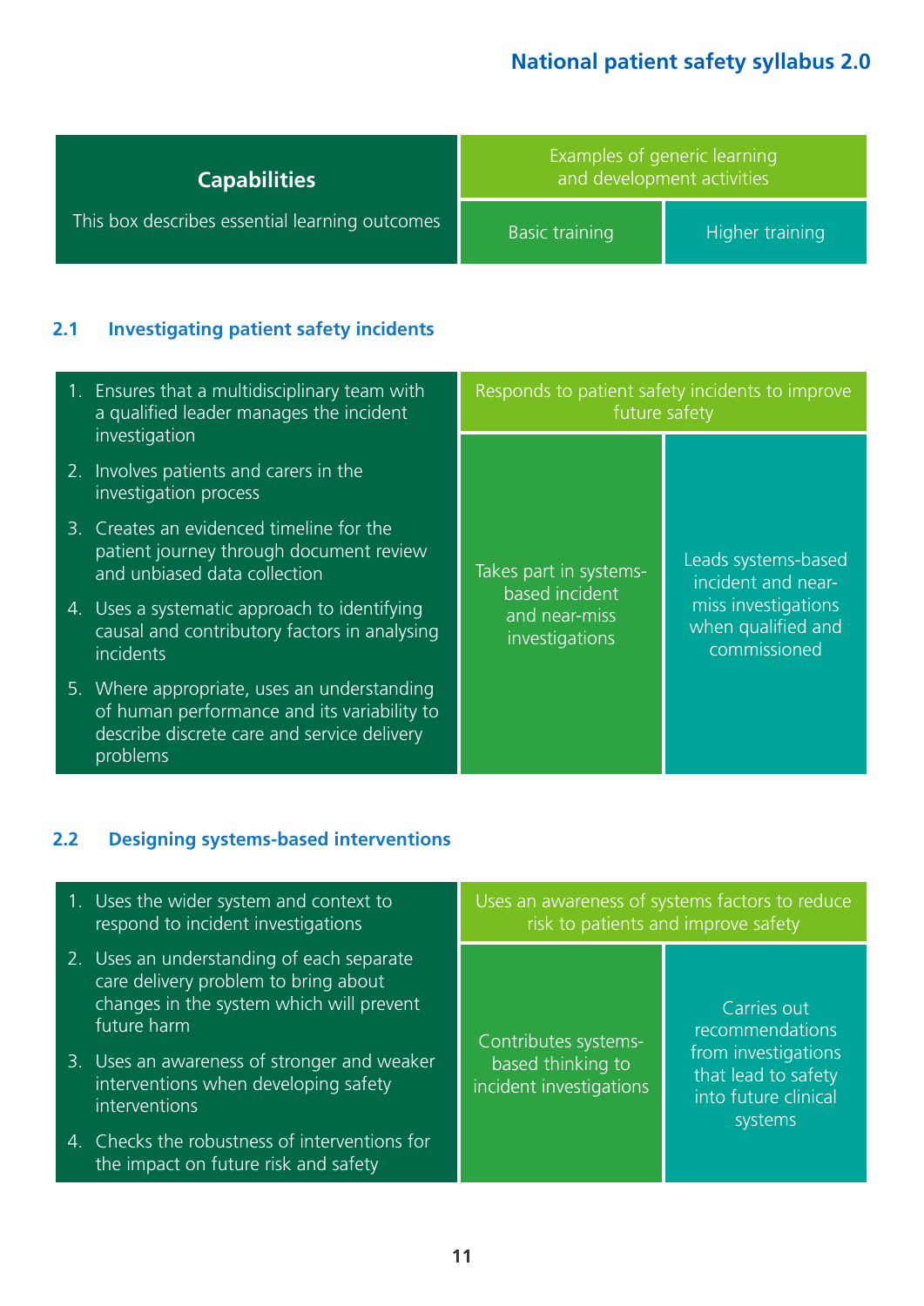| Capabilities<br>This box describes essential learning outcomes | Examples of generic learning and development activities | |
|---|---|---|
| | Basic training | Higher training |

## 2.1 Investigating patient safety incidents

| Capabilities | Responds to patient safety incidents to improve future safety | |
|---|---|---|
| 1. Ensures that a multidisciplinary team with a qualified leader manages the incident investigation<br>2. Involves patients and carers in the investigation process<br>3. Creates an evidenced timeline for the patient journey through document review and unbiased data collection<br>4. Uses a systematic approach to identifying causal and contributory factors in analysing incidents<br>5. Where appropriate, uses an understanding of human performance and its variability to describe discrete care and service delivery problems | Takes part in systems-based incident and near-miss investigations | Leads systems-based incident and near-miss investigations when qualified and commissioned |

## 2.2 Designing systems-based interventions

| Capabilities | Uses an awareness of systems factors to reduce risk to patients and improve safety | |
|---|---|---|
| 1. Uses the wider system and context to respond to incident investigations<br>2. Uses an understanding of each separate care delivery problem to bring about changes in the system which will prevent future harm<br>3. Uses an awareness of stronger and weaker interventions when developing safety interventions<br>4. Checks the robustness of interventions for the impact on future risk and safety | Contributes systems-based thinking to incident investigations | Carries out recommendations from investigations that lead to safety into future clinical systems |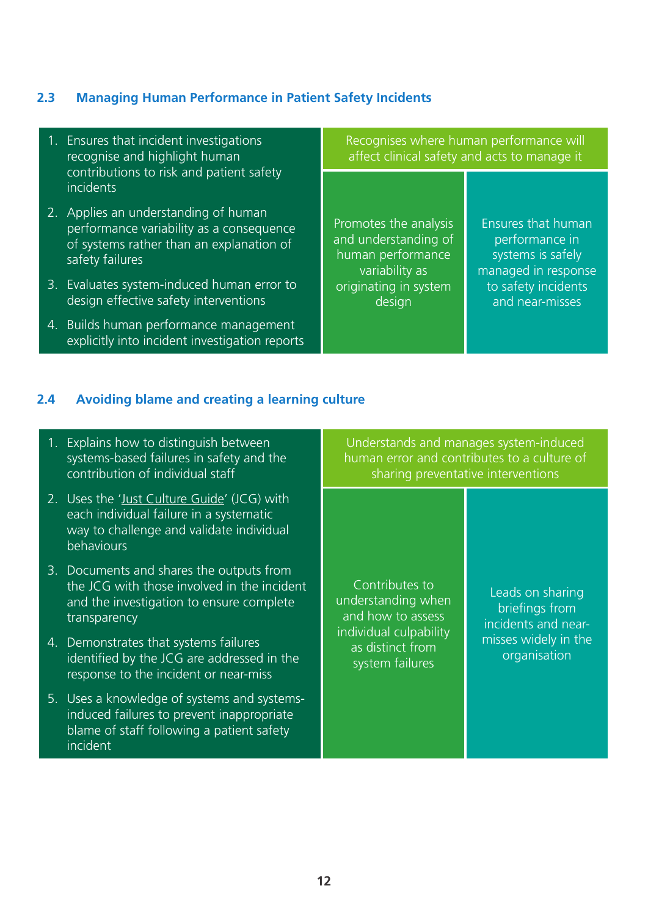### 2.3 Managing Human Performance in Patient Safety Incidents

| | Recognises where human performance will affect clinical safety and acts to manage it | |
|---|---|---|
| 1. Ensures that incident investigations recognise and highlight human contributions to risk and patient safety incidents<br>2. Applies an understanding of human performance variability as a consequence of systems rather than an explanation of safety failures<br>3. Evaluates system-induced human error to design effective safety interventions<br>4. Builds human performance management explicitly into incident investigation reports | Promotes the analysis and understanding of human performance variability as originating in system design | Ensures that human performance in systems is safely managed in response to safety incidents and near-misses |

### 2.4 Avoiding blame and creating a learning culture

| | Understands and manages system-induced human error and contributes to a culture of sharing preventative interventions | |
|---|---|---|
| 1. Explains how to distinguish between systems-based failures in safety and the contribution of individual staff<br>2. Uses the 'Just Culture Guide' (JCG) with each individual failure in a systematic way to challenge and validate individual behaviours<br>3. Documents and shares the outputs from the JCG with those involved in the incident and the investigation to ensure complete transparency<br>4. Demonstrates that systems failures identified by the JCG are addressed in the response to the incident or near-miss<br>5. Uses a knowledge of systems and systems-induced failures to prevent inappropriate blame of staff following a patient safety incident | Contributes to understanding when and how to assess individual culpability as distinct from system failures | Leads on sharing briefings from incidents and near-misses widely in the organisation |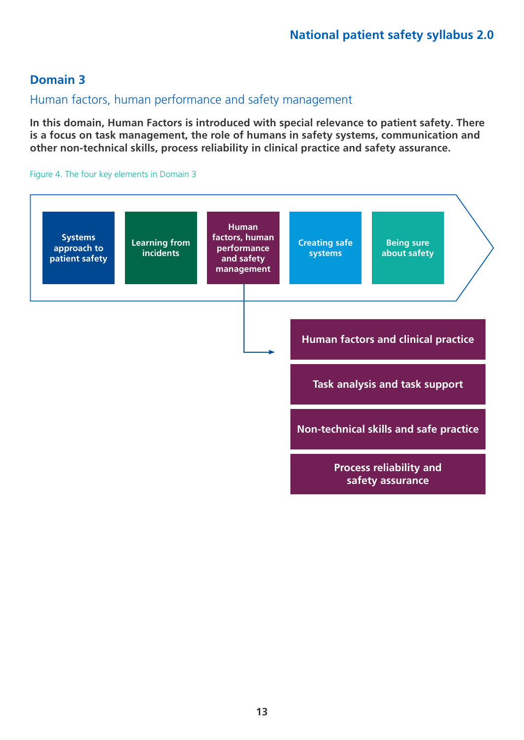## Domain 3

Human factors, human performance and safety management

**In this domain, Human Factors is introduced with special relevance to patient safety. There is a focus on task management, the role of humans in safety systems, communication and other non-technical skills, process reliability in clinical practice and safety assurance.**

Figure 4. The four key elements in Domain 3

- Systems approach to patient safety
- Learning from incidents
- Human factors, human performance and safety management
  - Human factors and clinical practice
  - Task analysis and task support
  - Non-technical skills and safe practice
  - Process reliability and safety assurance
- Creating safe systems
- Being sure about safety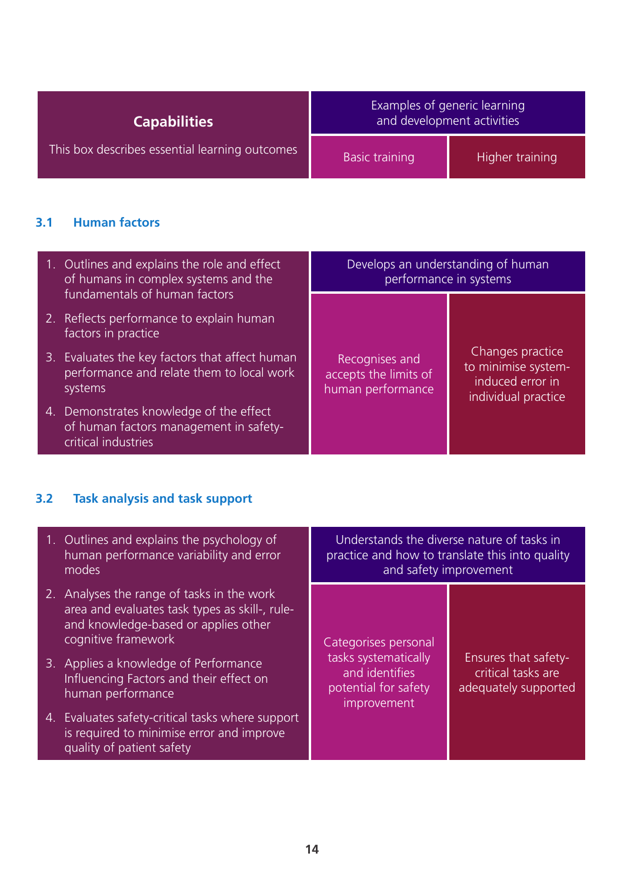| Capabilities<br>This box describes essential learning outcomes | Examples of generic learning and development activities | |
|---|---|---|
| | Basic training | Higher training |

### 3.1 Human factors

| Capabilities | Examples of generic learning and development activities | |
|---|---|---|
| 1. Outlines and explains the role and effect of humans in complex systems and the fundamentals of human factors<br>2. Reflects performance to explain human factors in practice<br>3. Evaluates the key factors that affect human performance and relate them to local work systems<br>4. Demonstrates knowledge of the effect of human factors management in safety-critical industries | Develops an understanding of human performance in systems | |
| | Recognises and accepts the limits of human performance | Changes practice to minimise system-induced error in individual practice |

### 3.2 Task analysis and task support

| Capabilities | Examples of generic learning and development activities | |
|---|---|---|
| 1. Outlines and explains the psychology of human performance variability and error modes<br>2. Analyses the range of tasks in the work area and evaluates task types as skill-, rule- and knowledge-based or applies other cognitive framework<br>3. Applies a knowledge of Performance Influencing Factors and their effect on human performance<br>4. Evaluates safety-critical tasks where support is required to minimise error and improve quality of patient safety | Understands the diverse nature of tasks in practice and how to translate this into quality and safety improvement | |
| | Categorises personal tasks systematically and identifies potential for safety improvement | Ensures that safety-critical tasks are adequately supported |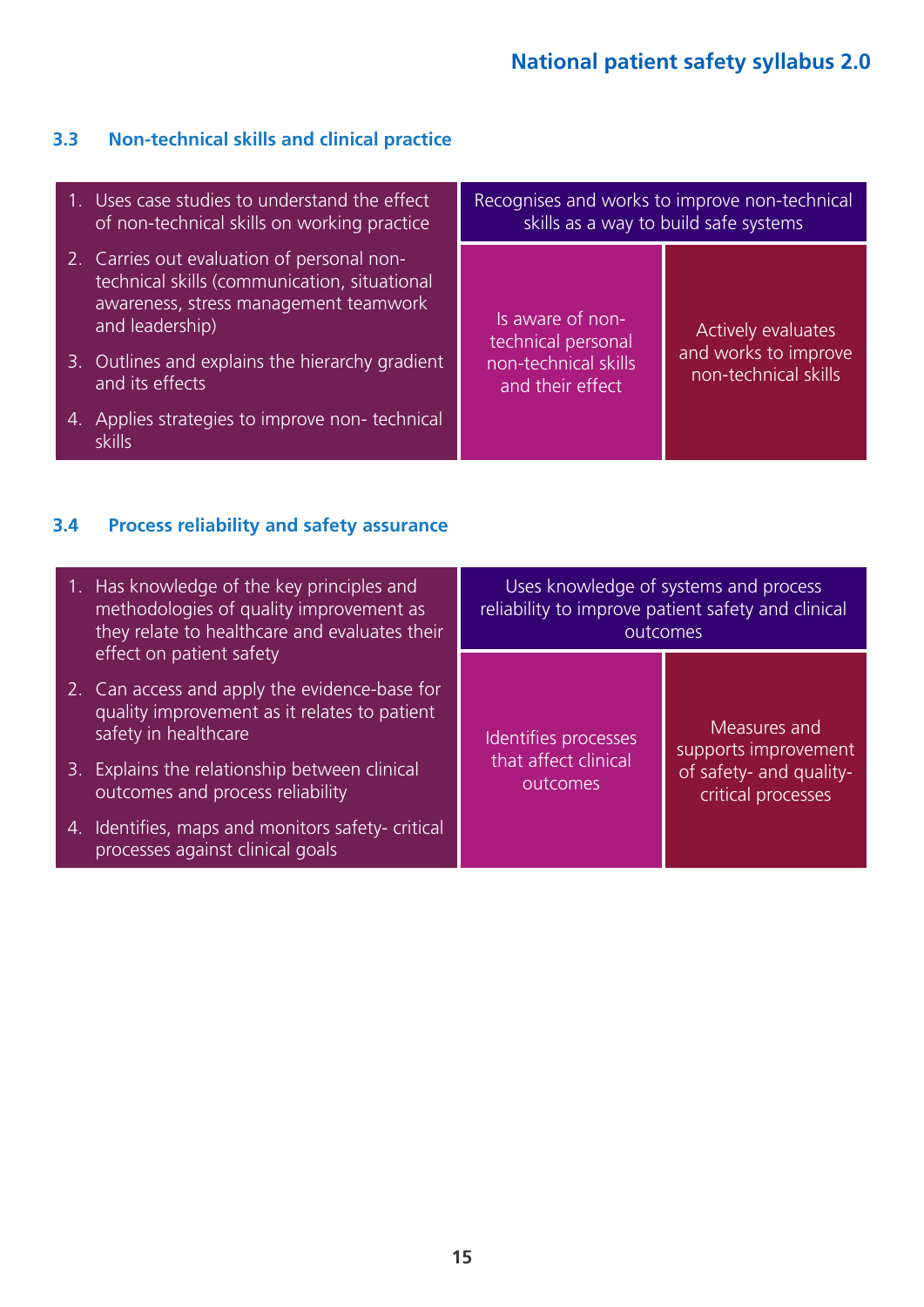### 3.3 Non-technical skills and clinical practice

| | | |
|---|---|---|
| 1. Uses case studies to understand the effect of non-technical skills on working practice<br>2. Carries out evaluation of personal non-technical skills (communication, situational awareness, stress management teamwork and leadership)<br>3. Outlines and explains the hierarchy gradient and its effects<br>4. Applies strategies to improve non- technical skills | Recognises and works to improve non-technical skills as a way to build safe systems | |
| | Is aware of non-technical personal non-technical skills and their effect | Actively evaluates and works to improve non-technical skills |

### 3.4 Process reliability and safety assurance

| | | |
|---|---|---|
| 1. Has knowledge of the key principles and methodologies of quality improvement as they relate to healthcare and evaluates their effect on patient safety<br>2. Can access and apply the evidence-base for quality improvement as it relates to patient safety in healthcare<br>3. Explains the relationship between clinical outcomes and process reliability<br>4. Identifies, maps and monitors safety- critical processes against clinical goals | Uses knowledge of systems and process reliability to improve patient safety and clinical outcomes | |
| | Identifies processes that affect clinical outcomes | Measures and supports improvement of safety- and quality-critical processes |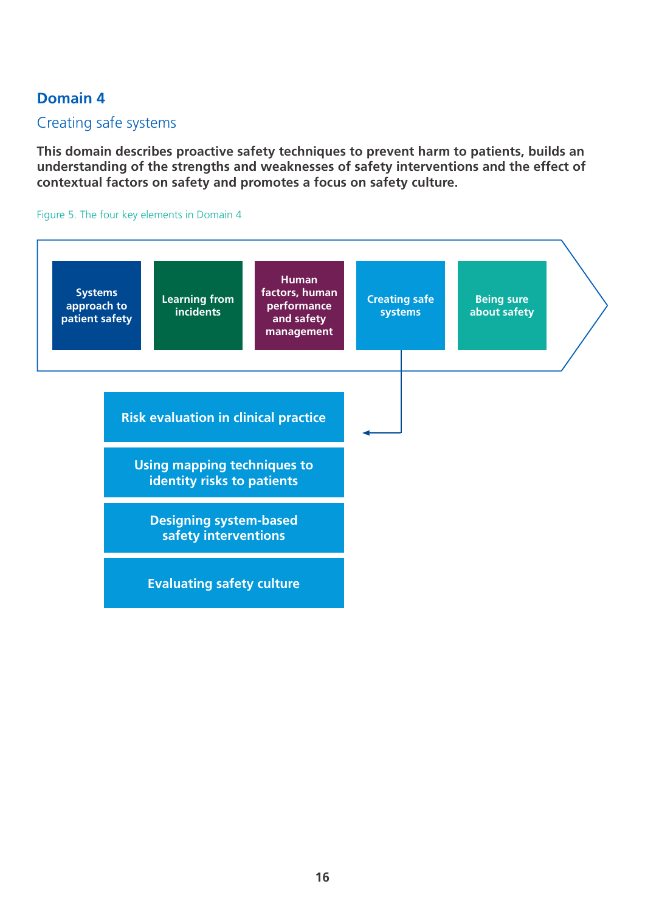## Domain 4

### Creating safe systems

**This domain describes proactive safety techniques to prevent harm to patients, builds an understanding of the strengths and weaknesses of safety interventions and the effect of contextual factors on safety and promotes a focus on safety culture.**

Figure 5. The four key elements in Domain 4

Systems approach to patient safety

Learning from incidents

Human factors, human performance and safety management

Creating safe systems

Being sure about safety

- Risk evaluation in clinical practice
- Using mapping techniques to identity risks to patients
- Designing system-based safety interventions
- Evaluating safety culture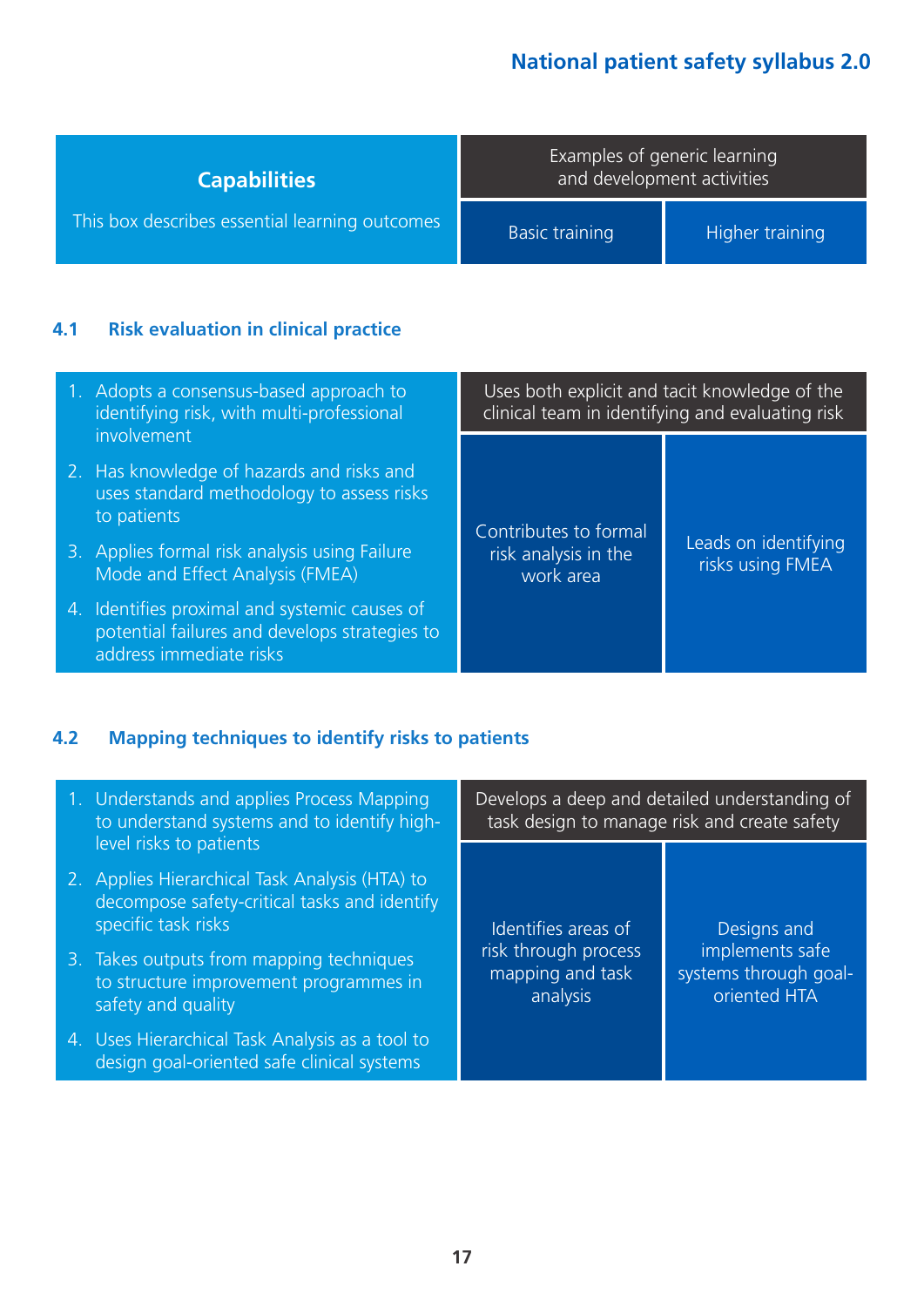| Capabilities<br>This box describes essential learning outcomes | Examples of generic learning and development activities | |
|---|---|---|
| | Basic training | Higher training |

### 4.1 Risk evaluation in clinical practice

| Capabilities | Examples of generic learning and development activities | |
|---|---|---|
| 1. Adopts a consensus-based approach to identifying risk, with multi-professional involvement<br>2. Has knowledge of hazards and risks and uses standard methodology to assess risks to patients<br>3. Applies formal risk analysis using Failure Mode and Effect Analysis (FMEA)<br>4. Identifies proximal and systemic causes of potential failures and develops strategies to address immediate risks | Uses both explicit and tacit knowledge of the clinical team in identifying and evaluating risk | |
| | Contributes to formal risk analysis in the work area | Leads on identifying risks using FMEA |

### 4.2 Mapping techniques to identify risks to patients

| Capabilities | Examples of generic learning and development activities | |
|---|---|---|
| 1. Understands and applies Process Mapping to understand systems and to identify high-level risks to patients<br>2. Applies Hierarchical Task Analysis (HTA) to decompose safety-critical tasks and identify specific task risks<br>3. Takes outputs from mapping techniques to structure improvement programmes in safety and quality<br>4. Uses Hierarchical Task Analysis as a tool to design goal-oriented safe clinical systems | Develops a deep and detailed understanding of task design to manage risk and create safety | |
| | Identifies areas of risk through process mapping and task analysis | Designs and implements safe systems through goal-oriented HTA |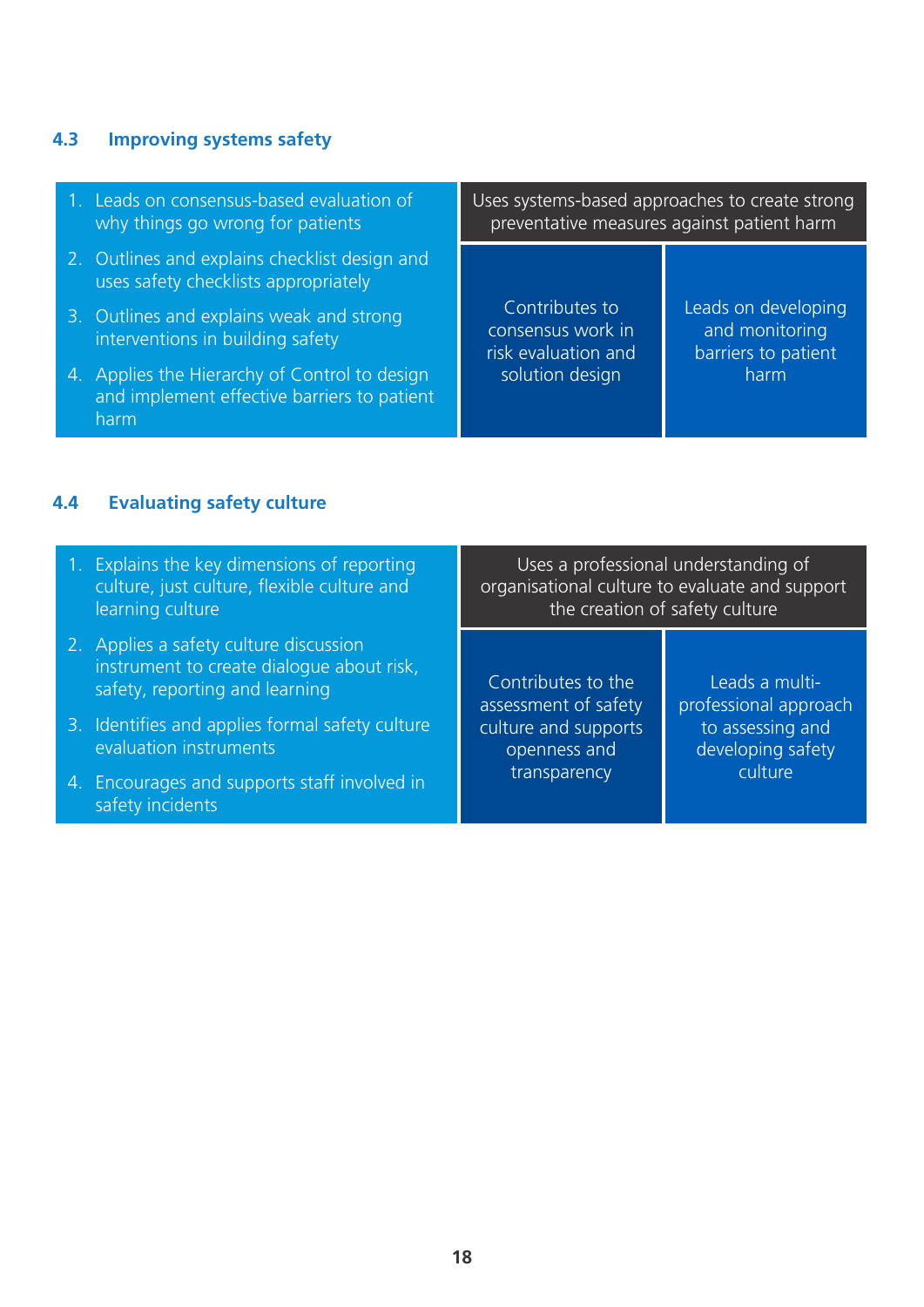## 4.3 Improving systems safety

| | Uses systems-based approaches to create strong preventative measures against patient harm | |
|---|---|---|
| 1. Leads on consensus-based evaluation of why things go wrong for patients<br>2. Outlines and explains checklist design and uses safety checklists appropriately<br>3. Outlines and explains weak and strong interventions in building safety<br>4. Applies the Hierarchy of Control to design and implement effective barriers to patient harm | Contributes to consensus work in risk evaluation and solution design | Leads on developing and monitoring barriers to patient harm |

## 4.4 Evaluating safety culture

| | Uses a professional understanding of organisational culture to evaluate and support the creation of safety culture | |
|---|---|---|
| 1. Explains the key dimensions of reporting culture, just culture, flexible culture and learning culture<br>2. Applies a safety culture discussion instrument to create dialogue about risk, safety, reporting and learning<br>3. Identifies and applies formal safety culture evaluation instruments<br>4. Encourages and supports staff involved in safety incidents | Contributes to the assessment of safety culture and supports openness and transparency | Leads a multi-professional approach to assessing and developing safety culture |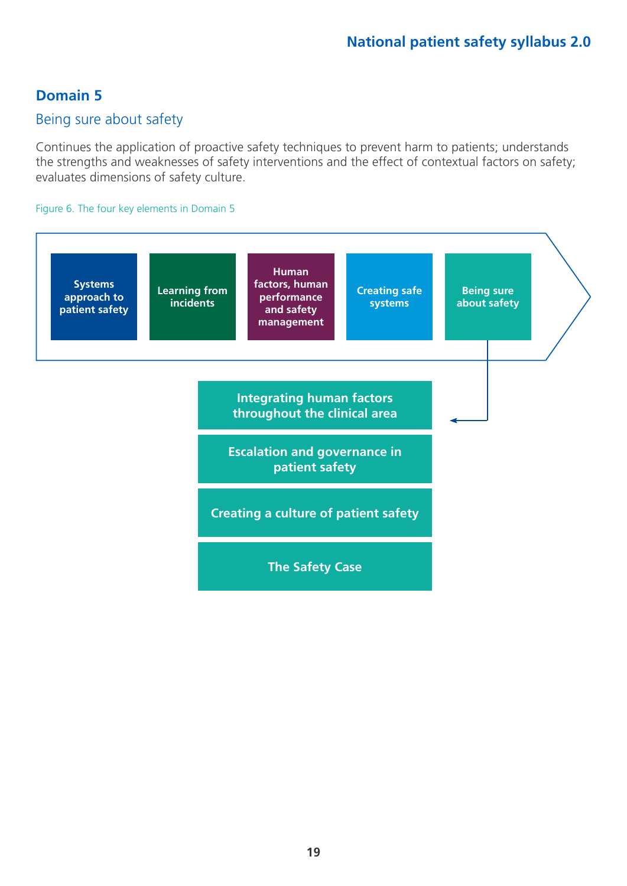## Domain 5

### Being sure about safety

Continues the application of proactive safety techniques to prevent harm to patients; understands the strengths and weaknesses of safety interventions and the effect of contextual factors on safety; evaluates dimensions of safety culture.

Figure 6. The four key elements in Domain 5

- Systems approach to patient safety
- Learning from incidents
- Human factors, human performance and safety management
- Creating safe systems
- Being sure about safety
  - Integrating human factors throughout the clinical area
  - Escalation and governance in patient safety
  - Creating a culture of patient safety
  - The Safety Case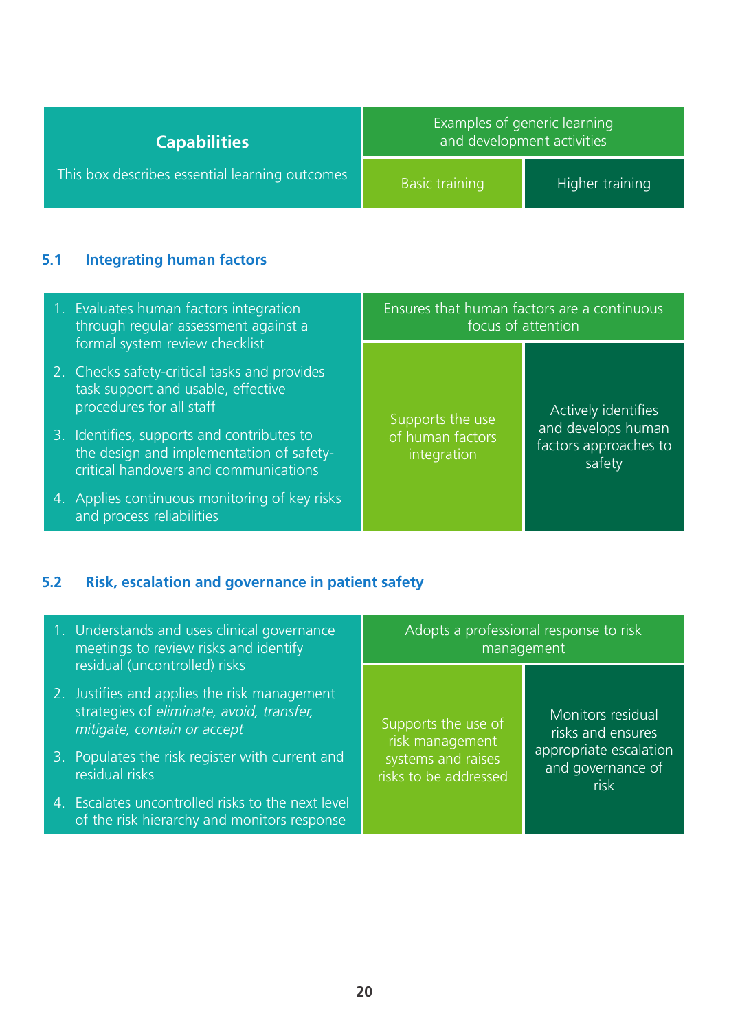| Capabilities<br>This box describes essential learning outcomes | Examples of generic learning and development activities | |
|---|---|---|
| | Basic training | Higher training |

## 5.1 Integrating human factors

| Capabilities | Ensures that human factors are a continuous focus of attention | |
|---|---|---|
| 1. Evaluates human factors integration through regular assessment against a formal system review checklist<br>2. Checks safety-critical tasks and provides task support and usable, effective procedures for all staff<br>3. Identifies, supports and contributes to the design and implementation of safety-critical handovers and communications<br>4. Applies continuous monitoring of key risks and process reliabilities | Supports the use of human factors integration | Actively identifies and develops human factors approaches to safety |

## 5.2 Risk, escalation and governance in patient safety

| Capabilities | Adopts a professional response to risk management | |
|---|---|---|
| 1. Understands and uses clinical governance meetings to review risks and identify residual (uncontrolled) risks<br>2. Justifies and applies the risk management strategies of *eliminate, avoid, transfer, mitigate, contain or accept*<br>3. Populates the risk register with current and residual risks<br>4. Escalates uncontrolled risks to the next level of the risk hierarchy and monitors response | Supports the use of risk management systems and raises risks to be addressed | Monitors residual risks and ensures appropriate escalation and governance of risk |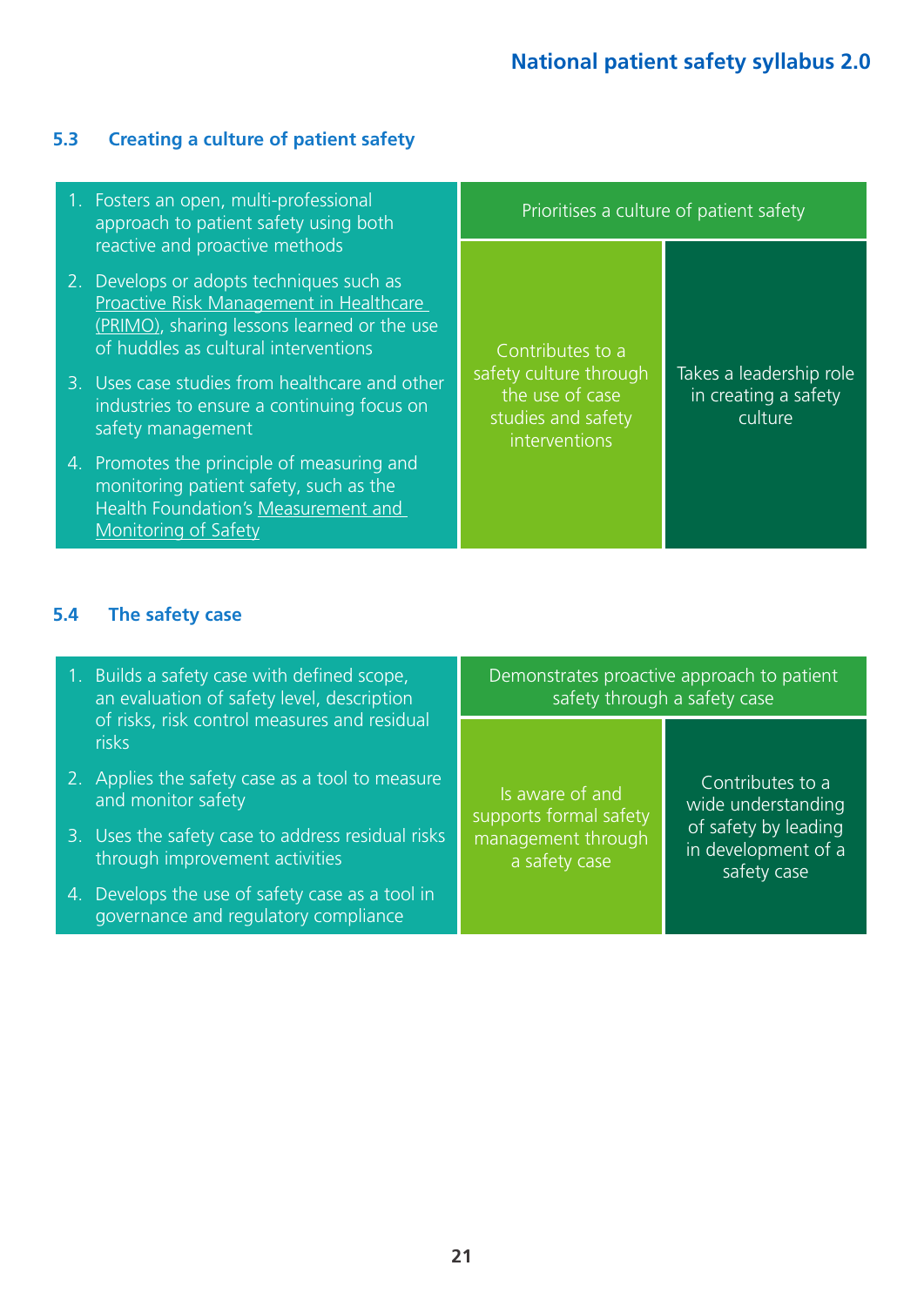### 5.3 Creating a culture of patient safety

| | Prioritises a culture of patient safety | |
|---|---|---|
| 1. Fosters an open, multi-professional approach to patient safety using both reactive and proactive methods<br>2. Develops or adopts techniques such as Proactive Risk Management in Healthcare (PRIMO), sharing lessons learned or the use of huddles as cultural interventions<br>3. Uses case studies from healthcare and other industries to ensure a continuing focus on safety management<br>4. Promotes the principle of measuring and monitoring patient safety, such as the Health Foundation's Measurement and Monitoring of Safety | Contributes to a safety culture through the use of case studies and safety interventions | Takes a leadership role in creating a safety culture |

### 5.4 The safety case

| | Demonstrates proactive approach to patient safety through a safety case | |
|---|---|---|
| 1. Builds a safety case with defined scope, an evaluation of safety level, description of risks, risk control measures and residual risks<br>2. Applies the safety case as a tool to measure and monitor safety<br>3. Uses the safety case to address residual risks through improvement activities<br>4. Develops the use of safety case as a tool in governance and regulatory compliance | Is aware of and supports formal safety management through a safety case | Contributes to a wide understanding of safety by leading in development of a safety case |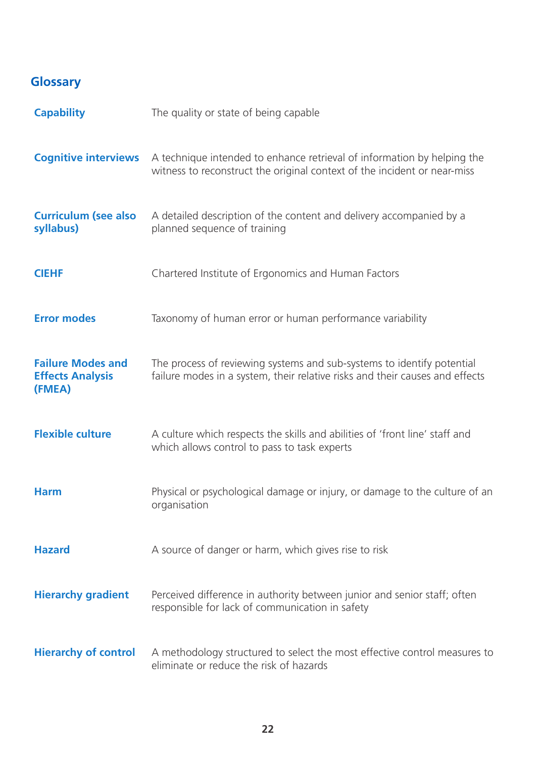## Glossary

| | |
|---|---|
| **Capability** | The quality or state of being capable |
| **Cognitive interviews** | A technique intended to enhance retrieval of information by helping the witness to reconstruct the original context of the incident or near-miss |
| **Curriculum (see also syllabus)** | A detailed description of the content and delivery accompanied by a planned sequence of training |
| **CIEHF** | Chartered Institute of Ergonomics and Human Factors |
| **Error modes** | Taxonomy of human error or human performance variability |
| **Failure Modes and Effects Analysis (FMEA)** | The process of reviewing systems and sub-systems to identify potential failure modes in a system, their relative risks and their causes and effects |
| **Flexible culture** | A culture which respects the skills and abilities of 'front line' staff and which allows control to pass to task experts |
| **Harm** | Physical or psychological damage or injury, or damage to the culture of an organisation |
| **Hazard** | A source of danger or harm, which gives rise to risk |
| **Hierarchy gradient** | Perceived difference in authority between junior and senior staff; often responsible for lack of communication in safety |
| **Hierarchy of control** | A methodology structured to select the most effective control measures to eliminate or reduce the risk of hazards |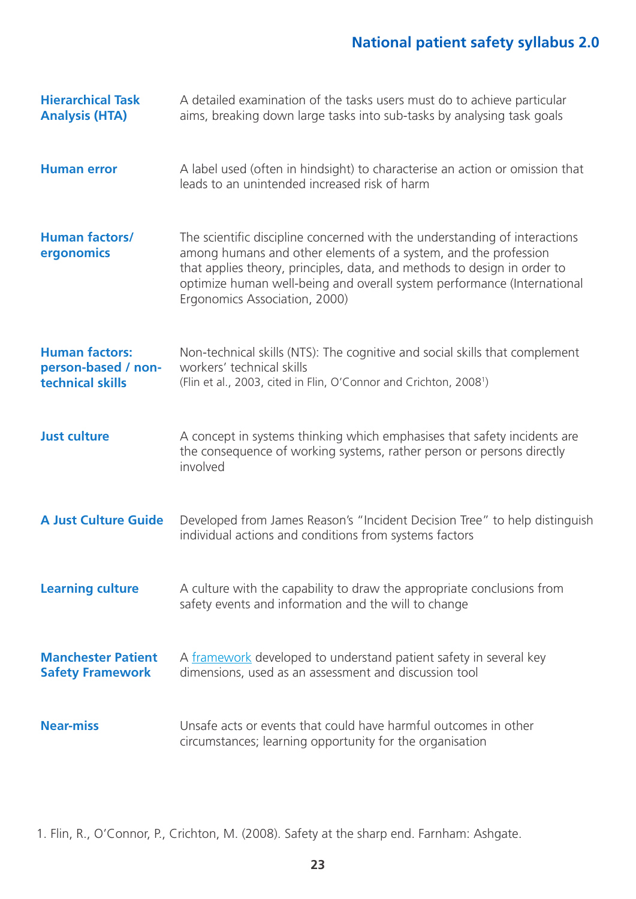| | |
|---|---|
| **Hierarchical Task Analysis (HTA)** | A detailed examination of the tasks users must do to achieve particular aims, breaking down large tasks into sub-tasks by analysing task goals |
| **Human error** | A label used (often in hindsight) to characterise an action or omission that leads to an unintended increased risk of harm |
| **Human factors/ ergonomics** | The scientific discipline concerned with the understanding of interactions among humans and other elements of a system, and the profession that applies theory, principles, data, and methods to design in order to optimize human well-being and overall system performance (International Ergonomics Association, 2000) |
| **Human factors: person-based / non-technical skills** | Non-technical skills (NTS): The cognitive and social skills that complement workers' technical skills (Flin et al., 2003, cited in Flin, O'Connor and Crichton, 2008[1]) |
| **Just culture** | A concept in systems thinking which emphasises that safety incidents are the consequence of working systems, rather person or persons directly involved |
| **A Just Culture Guide** | Developed from James Reason's "Incident Decision Tree" to help distinguish individual actions and conditions from systems factors |
| **Learning culture** | A culture with the capability to draw the appropriate conclusions from safety events and information and the will to change |
| **Manchester Patient Safety Framework** | A framework developed to understand patient safety in several key dimensions, used as an assessment and discussion tool |
| **Near-miss** | Unsafe acts or events that could have harmful outcomes in other circumstances; learning opportunity for the organisation |

1. Flin, R., O'Connor, P., Crichton, M. (2008). Safety at the sharp end. Farnham: Ashgate.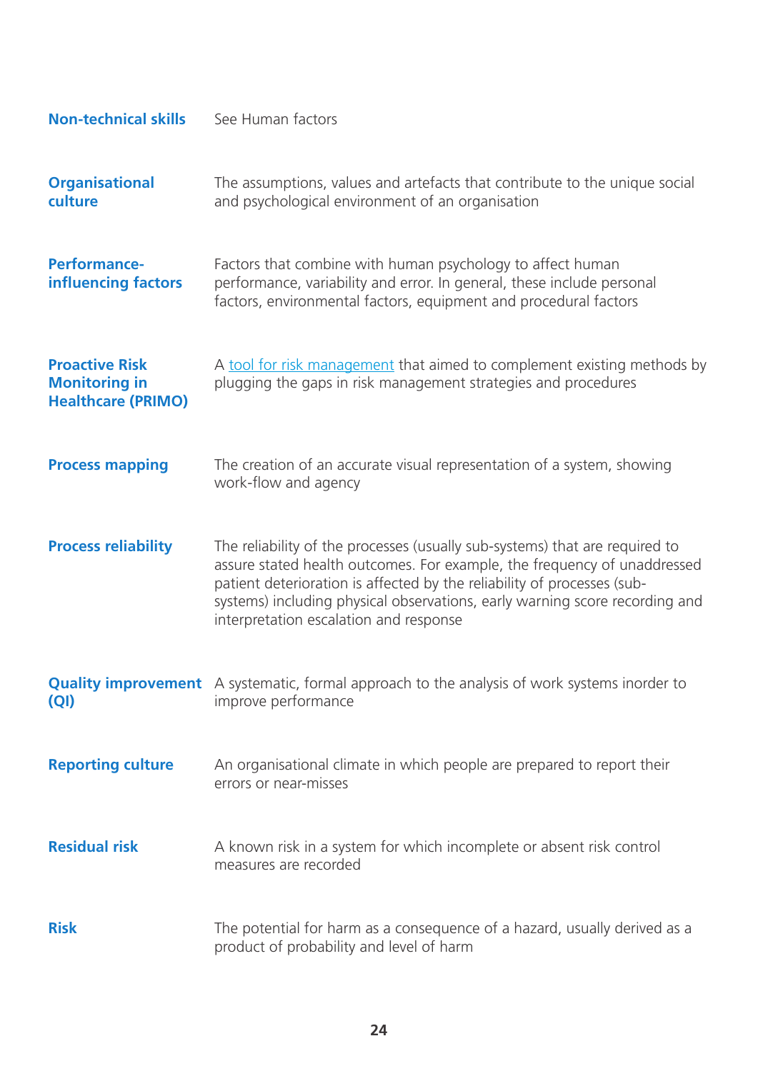| | |
|---|---|
| **Non-technical skills** | See Human factors |
| **Organisational culture** | The assumptions, values and artefacts that contribute to the unique social and psychological environment of an organisation |
| **Performance-influencing factors** | Factors that combine with human psychology to affect human performance, variability and error. In general, these include personal factors, environmental factors, equipment and procedural factors |
| **Proactive Risk Monitoring in Healthcare (PRIMO)** | A [tool for risk management](#) that aimed to complement existing methods by plugging the gaps in risk management strategies and procedures |
| **Process mapping** | The creation of an accurate visual representation of a system, showing work-flow and agency |
| **Process reliability** | The reliability of the processes (usually sub-systems) that are required to assure stated health outcomes. For example, the frequency of unaddressed patient deterioration is affected by the reliability of processes (sub-systems) including physical observations, early warning score recording and interpretation escalation and response |
| **Quality improvement (QI)** | A systematic, formal approach to the analysis of work systems inorder to improve performance |
| **Reporting culture** | An organisational climate in which people are prepared to report their errors or near-misses |
| **Residual risk** | A known risk in a system for which incomplete or absent risk control measures are recorded |
| **Risk** | The potential for harm as a consequence of a hazard, usually derived as a product of probability and level of harm |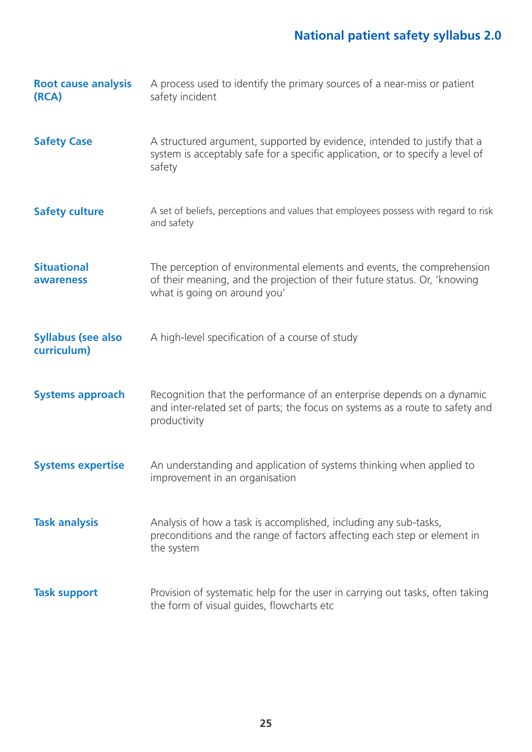| | |
|---|---|
| **Root cause analysis (RCA)** | A process used to identify the primary sources of a near-miss or patient safety incident |
| **Safety Case** | A structured argument, supported by evidence, intended to justify that a system is acceptably safe for a specific application, or to specify a level of safety |
| **Safety culture** | A set of beliefs, perceptions and values that employees possess with regard to risk and safety |
| **Situational awareness** | The perception of environmental elements and events, the comprehension of their meaning, and the projection of their future status. Or, 'knowing what is going on around you' |
| **Syllabus (see also curriculum)** | A high-level specification of a course of study |
| **Systems approach** | Recognition that the performance of an enterprise depends on a dynamic and inter-related set of parts; the focus on systems as a route to safety and productivity |
| **Systems expertise** | An understanding and application of systems thinking when applied to improvement in an organisation |
| **Task analysis** | Analysis of how a task is accomplished, including any sub-tasks, preconditions and the range of factors affecting each step or element in the system |
| **Task support** | Provision of systematic help for the user in carrying out tasks, often taking the form of visual guides, flowcharts etc |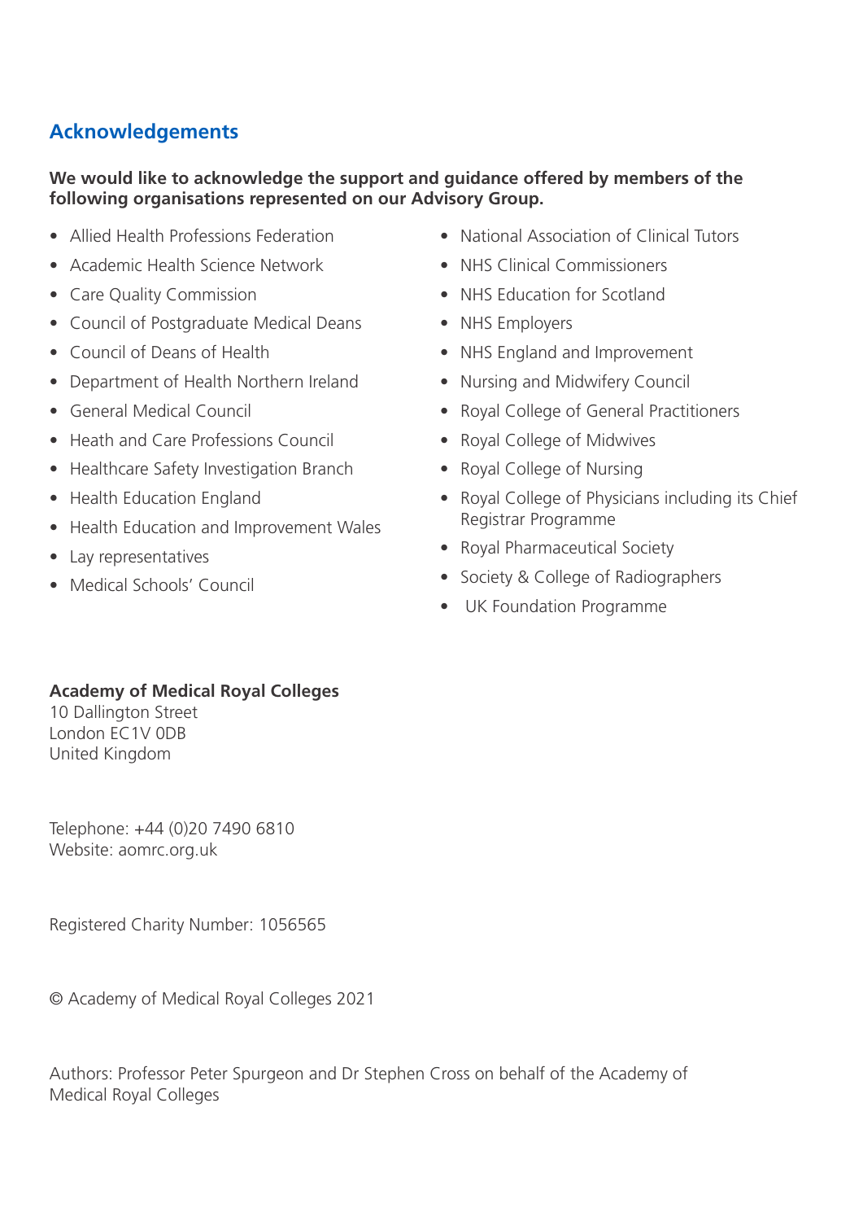## Acknowledgements

**We would like to acknowledge the support and guidance offered by members of the following organisations represented on our Advisory Group.**

- Allied Health Professions Federation
- Academic Health Science Network
- Care Quality Commission
- Council of Postgraduate Medical Deans
- Council of Deans of Health
- Department of Health Northern Ireland
- General Medical Council
- Heath and Care Professions Council
- Healthcare Safety Investigation Branch
- Health Education England
- Health Education and Improvement Wales
- Lay representatives
- Medical Schools' Council
- National Association of Clinical Tutors
- NHS Clinical Commissioners
- NHS Education for Scotland
- NHS Employers
- NHS England and Improvement
- Nursing and Midwifery Council
- Royal College of General Practitioners
- Royal College of Midwives
- Royal College of Nursing
- Royal College of Physicians including its Chief Registrar Programme
- Royal Pharmaceutical Society
- Society & College of Radiographers
- UK Foundation Programme

**Academy of Medical Royal Colleges**
10 Dallington Street
London EC1V 0DB
United Kingdom

Telephone: +44 (0)20 7490 6810
Website: aomrc.org.uk

Registered Charity Number: 1056565

© Academy of Medical Royal Colleges 2021

Authors: Professor Peter Spurgeon and Dr Stephen Cross on behalf of the Academy of Medical Royal Colleges